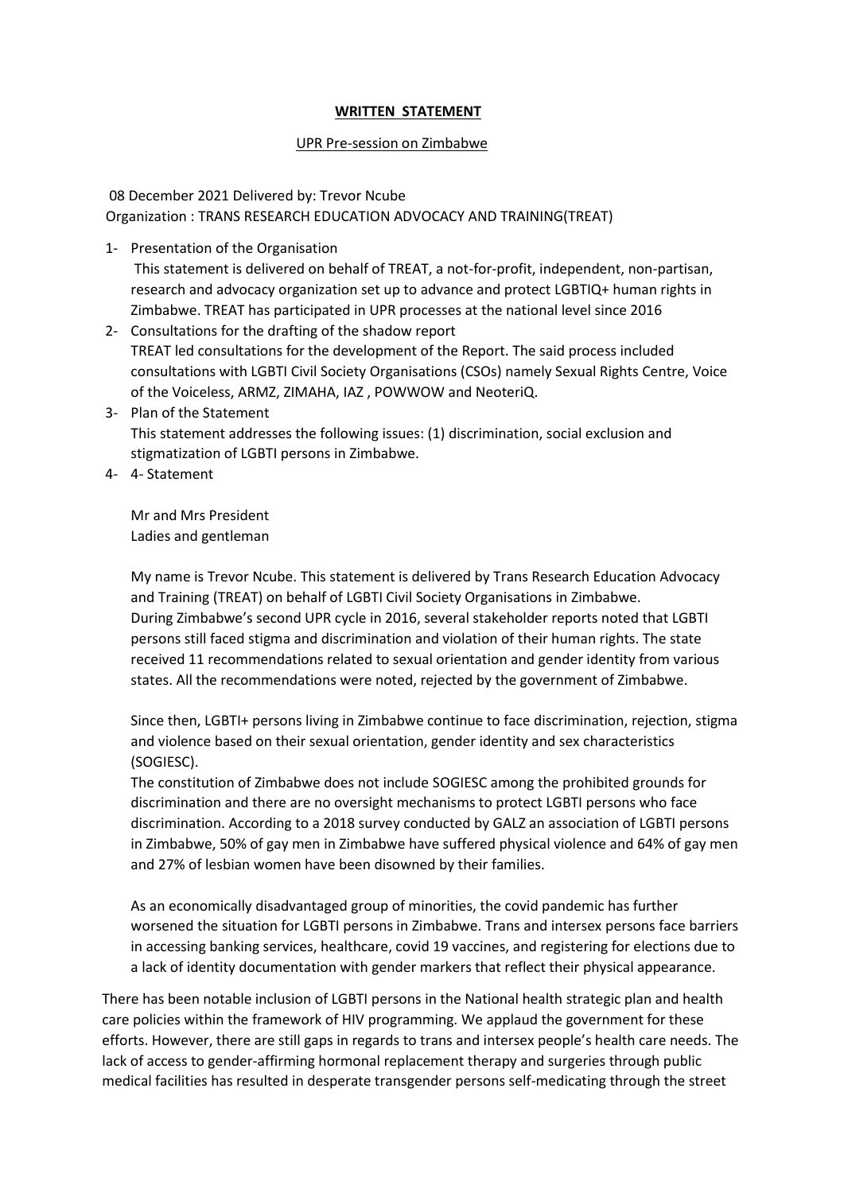**WRITTEN STATEMENT**

UPR Pre-session on Zimbabwe

08 December 2021 Delivered by: Trevor Ncube
Organization : TRANS RESEARCH EDUCATION ADVOCACY AND TRAINING(TREAT)

1- Presentation of the Organisation
This statement is delivered on behalf of TREAT, a not-for-profit, independent, non-partisan, research and advocacy organization set up to advance and protect LGBTIQ+ human rights in Zimbabwe. TREAT has participated in UPR processes at the national level since 2016

2- Consultations for the drafting of the shadow report
TREAT led consultations for the development of the Report. The said process included consultations with LGBTI Civil Society Organisations (CSOs) namely Sexual Rights Centre, Voice of the Voiceless, ARMZ, ZIMAHA, IAZ , POWWOW and NeoteriQ.

3- Plan of the Statement
This statement addresses the following issues: (1) discrimination, social exclusion and stigmatization of LGBTI persons in Zimbabwe.

4- 4- Statement

Mr and Mrs President
Ladies and gentleman

My name is Trevor Ncube. This statement is delivered by Trans Research Education Advocacy and Training (TREAT) on behalf of LGBTI Civil Society Organisations in Zimbabwe.
During Zimbabwe's second UPR cycle in 2016, several stakeholder reports noted that LGBTI persons still faced stigma and discrimination and violation of their human rights. The state received 11 recommendations related to sexual orientation and gender identity from various states. All the recommendations were noted, rejected by the government of Zimbabwe.

Since then, LGBTI+ persons living in Zimbabwe continue to face discrimination, rejection, stigma and violence based on their sexual orientation, gender identity and sex characteristics (SOGIESC).
The constitution of Zimbabwe does not include SOGIESC among the prohibited grounds for discrimination and there are no oversight mechanisms to protect LGBTI persons who face discrimination. According to a 2018 survey conducted by GALZ an association of LGBTI persons in Zimbabwe, 50% of gay men in Zimbabwe have suffered physical violence and 64% of gay men and 27% of lesbian women have been disowned by their families.

As an economically disadvantaged group of minorities, the covid pandemic has further worsened the situation for LGBTI persons in Zimbabwe. Trans and intersex persons face barriers in accessing banking services, healthcare, covid 19 vaccines, and registering for elections due to a lack of identity documentation with gender markers that reflect their physical appearance.

There has been notable inclusion of LGBTI persons in the National health strategic plan and health care policies within the framework of HIV programming. We applaud the government for these efforts. However, there are still gaps in regards to trans and intersex people's health care needs. The lack of access to gender-affirming hormonal replacement therapy and surgeries through public medical facilities has resulted in desperate transgender persons self-medicating through the street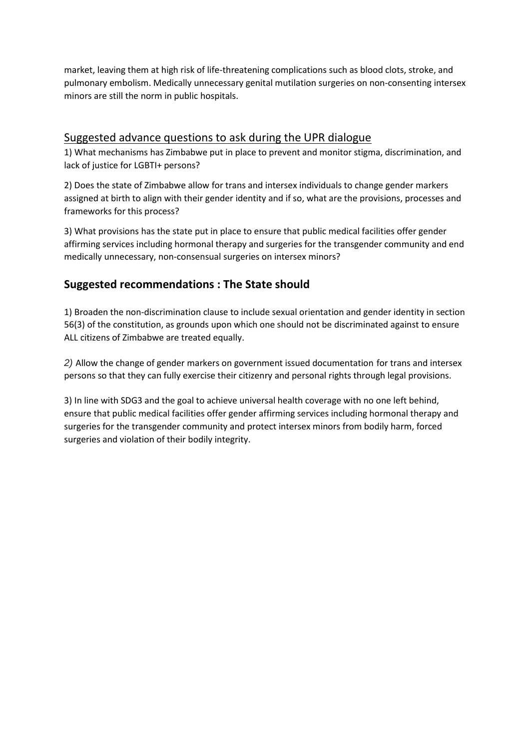market, leaving them at high risk of life-threatening complications such as blood clots, stroke, and pulmonary embolism. Medically unnecessary genital mutilation surgeries on non-consenting intersex minors are still the norm in public hospitals.

## Suggested advance questions to ask during the UPR dialogue

1) What mechanisms has Zimbabwe put in place to prevent and monitor stigma, discrimination, and lack of justice for LGBTI+ persons?

2) Does the state of Zimbabwe allow for trans and intersex individuals to change gender markers assigned at birth to align with their gender identity and if so, what are the provisions, processes and frameworks for this process?

3) What provisions has the state put in place to ensure that public medical facilities offer gender affirming services including hormonal therapy and surgeries for the transgender community and end medically unnecessary, non-consensual surgeries on intersex minors?

## Suggested recommendations : The State should

1) Broaden the non-discrimination clause to include sexual orientation and gender identity in section 56(3) of the constitution, as grounds upon which one should not be discriminated against to ensure ALL citizens of Zimbabwe are treated equally.

*2)* Allow the change of gender markers on government issued documentation for trans and intersex persons so that they can fully exercise their citizenry and personal rights through legal provisions.

3) In line with SDG3 and the goal to achieve universal health coverage with no one left behind, ensure that public medical facilities offer gender affirming services including hormonal therapy and surgeries for the transgender community and protect intersex minors from bodily harm, forced surgeries and violation of their bodily integrity.